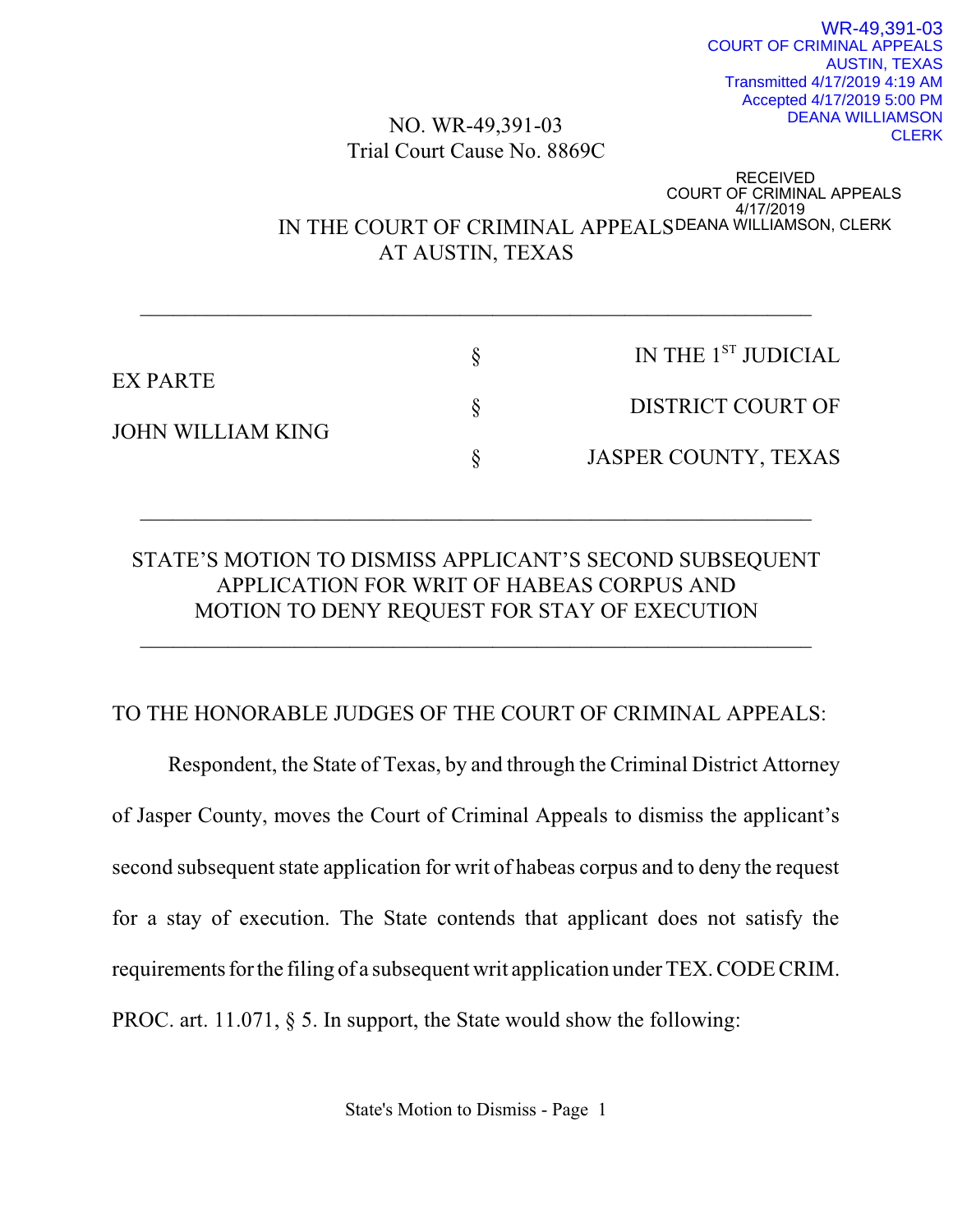WR-49,391-03
COURT OF CRIMINAL APPEALS
AUSTIN, TEXAS
Transmitted 4/17/2019 4:19 AM
Accepted 4/17/2019 5:00 PM
DEANA WILLIAMSON
CLERK

RECEIVED
COURT OF CRIMINAL APPEALS
4/17/2019
DEANA WILLIAMSON, CLERK

NO. WR-49,391-03
Trial Court Cause No. 8869C

IN THE COURT OF CRIMINAL APPEALS
AT AUSTIN, TEXAS

---

| | | |
|---|---|---|
| EX PARTE | § | IN THE 1ST JUDICIAL |
| | § | DISTRICT COURT OF |
| JOHN WILLIAM KING | § | JASPER COUNTY, TEXAS |

---

STATE'S MOTION TO DISMISS APPLICANT'S SECOND SUBSEQUENT APPLICATION FOR WRIT OF HABEAS CORPUS AND MOTION TO DENY REQUEST FOR STAY OF EXECUTION

---

TO THE HONORABLE JUDGES OF THE COURT OF CRIMINAL APPEALS:

Respondent, the State of Texas, by and through the Criminal District Attorney of Jasper County, moves the Court of Criminal Appeals to dismiss the applicant's second subsequent state application for writ of habeas corpus and to deny the request for a stay of execution. The State contends that applicant does not satisfy the requirements for the filing of a subsequent writ application under TEX. CODE CRIM. PROC. art. 11.071, § 5. In support, the State would show the following: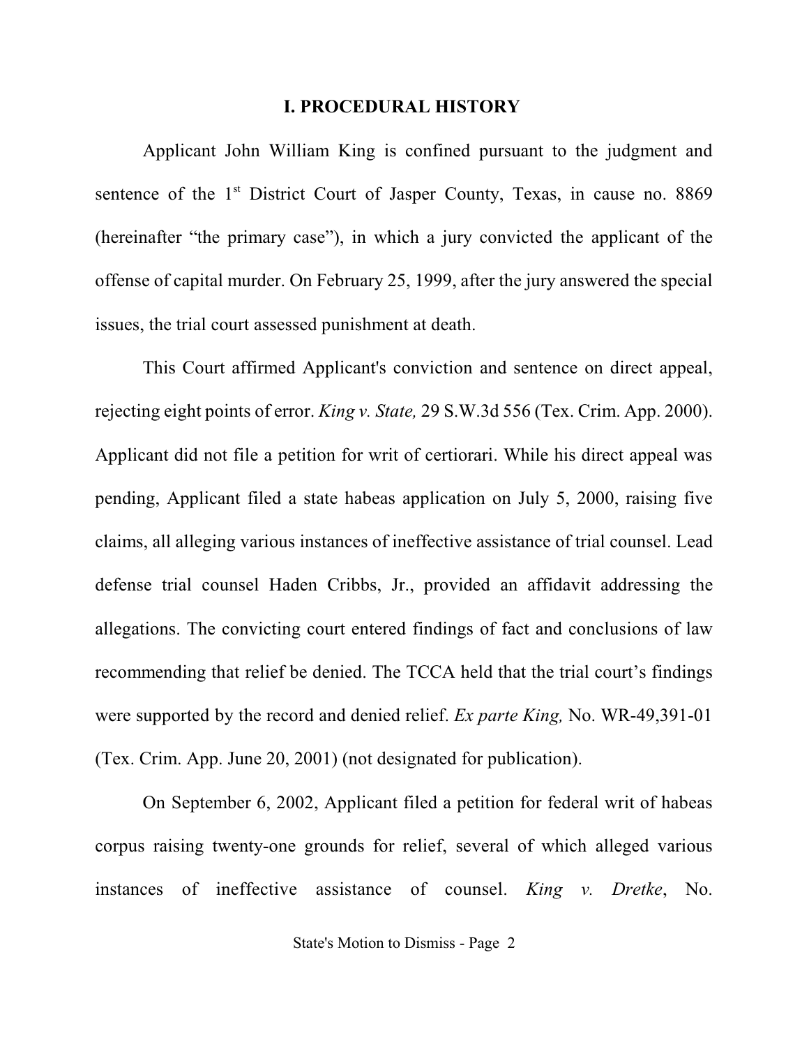# I. PROCEDURAL HISTORY

Applicant John William King is confined pursuant to the judgment and sentence of the 1st District Court of Jasper County, Texas, in cause no. 8869 (hereinafter "the primary case"), in which a jury convicted the applicant of the offense of capital murder. On February 25, 1999, after the jury answered the special issues, the trial court assessed punishment at death.

This Court affirmed Applicant's conviction and sentence on direct appeal, rejecting eight points of error. *King v. State,* 29 S.W.3d 556 (Tex. Crim. App. 2000). Applicant did not file a petition for writ of certiorari. While his direct appeal was pending, Applicant filed a state habeas application on July 5, 2000, raising five claims, all alleging various instances of ineffective assistance of trial counsel. Lead defense trial counsel Haden Cribbs, Jr., provided an affidavit addressing the allegations. The convicting court entered findings of fact and conclusions of law recommending that relief be denied. The TCCA held that the trial court's findings were supported by the record and denied relief. *Ex parte King,* No. WR-49,391-01 (Tex. Crim. App. June 20, 2001) (not designated for publication).

On September 6, 2002, Applicant filed a petition for federal writ of habeas corpus raising twenty-one grounds for relief, several of which alleged various instances of ineffective assistance of counsel. *King v. Dretke*, No.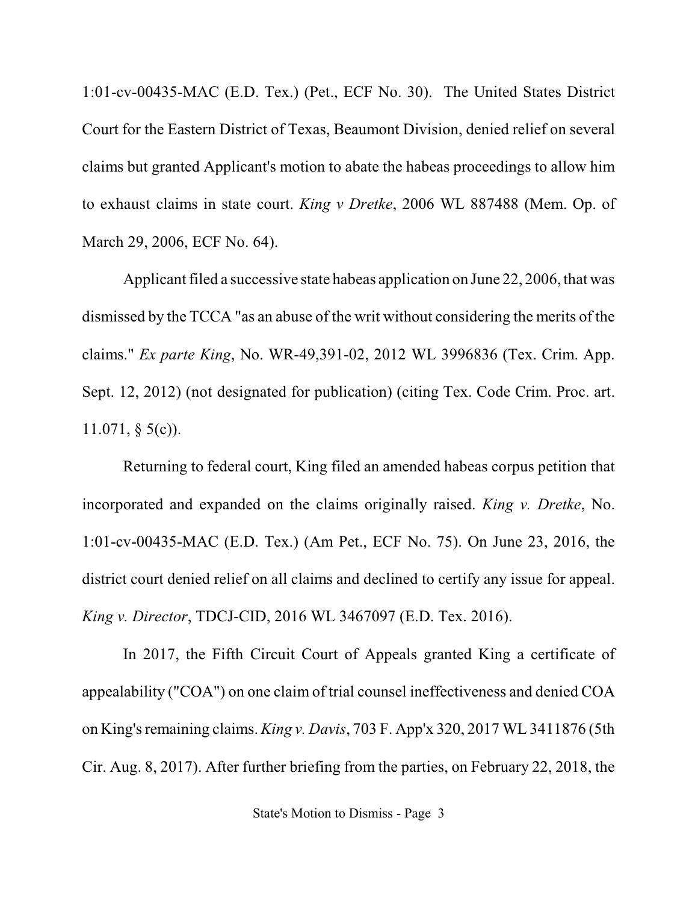1:01-cv-00435-MAC (E.D. Tex.) (Pet., ECF No. 30). The United States District Court for the Eastern District of Texas, Beaumont Division, denied relief on several claims but granted Applicant's motion to abate the habeas proceedings to allow him to exhaust claims in state court. *King v Dretke*, 2006 WL 887488 (Mem. Op. of March 29, 2006, ECF No. 64).

Applicant filed a successive state habeas application on June 22, 2006, that was dismissed by the TCCA "as an abuse of the writ without considering the merits of the claims." *Ex parte King*, No. WR-49,391-02, 2012 WL 3996836 (Tex. Crim. App. Sept. 12, 2012) (not designated for publication) (citing Tex. Code Crim. Proc. art. 11.071, § 5(c)).

Returning to federal court, King filed an amended habeas corpus petition that incorporated and expanded on the claims originally raised. *King v. Dretke*, No. 1:01-cv-00435-MAC (E.D. Tex.) (Am Pet., ECF No. 75). On June 23, 2016, the district court denied relief on all claims and declined to certify any issue for appeal. *King v. Director*, TDCJ-CID, 2016 WL 3467097 (E.D. Tex. 2016).

In 2017, the Fifth Circuit Court of Appeals granted King a certificate of appealability ("COA") on one claim of trial counsel ineffectiveness and denied COA on King's remaining claims. *King v. Davis*, 703 F. App'x 320, 2017 WL 3411876 (5th Cir. Aug. 8, 2017). After further briefing from the parties, on February 22, 2018, the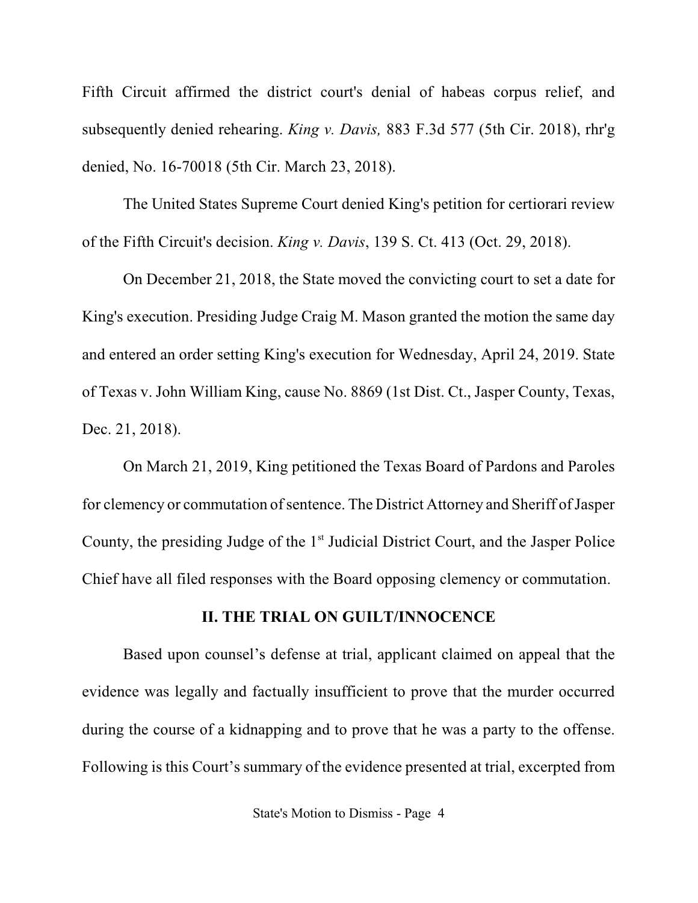Fifth Circuit affirmed the district court's denial of habeas corpus relief, and subsequently denied rehearing. *King v. Davis,* 883 F.3d 577 (5th Cir. 2018), rhr'g denied, No. 16-70018 (5th Cir. March 23, 2018).

The United States Supreme Court denied King's petition for certiorari review of the Fifth Circuit's decision. *King v. Davis*, 139 S. Ct. 413 (Oct. 29, 2018).

On December 21, 2018, the State moved the convicting court to set a date for King's execution. Presiding Judge Craig M. Mason granted the motion the same day and entered an order setting King's execution for Wednesday, April 24, 2019. State of Texas v. John William King, cause No. 8869 (1st Dist. Ct., Jasper County, Texas, Dec. 21, 2018).

On March 21, 2019, King petitioned the Texas Board of Pardons and Paroles for clemency or commutation of sentence. The District Attorney and Sheriff of Jasper County, the presiding Judge of the 1st Judicial District Court, and the Jasper Police Chief have all filed responses with the Board opposing clemency or commutation.

## II. THE TRIAL ON GUILT/INNOCENCE

Based upon counsel's defense at trial, applicant claimed on appeal that the evidence was legally and factually insufficient to prove that the murder occurred during the course of a kidnapping and to prove that he was a party to the offense. Following is this Court's summary of the evidence presented at trial, excerpted from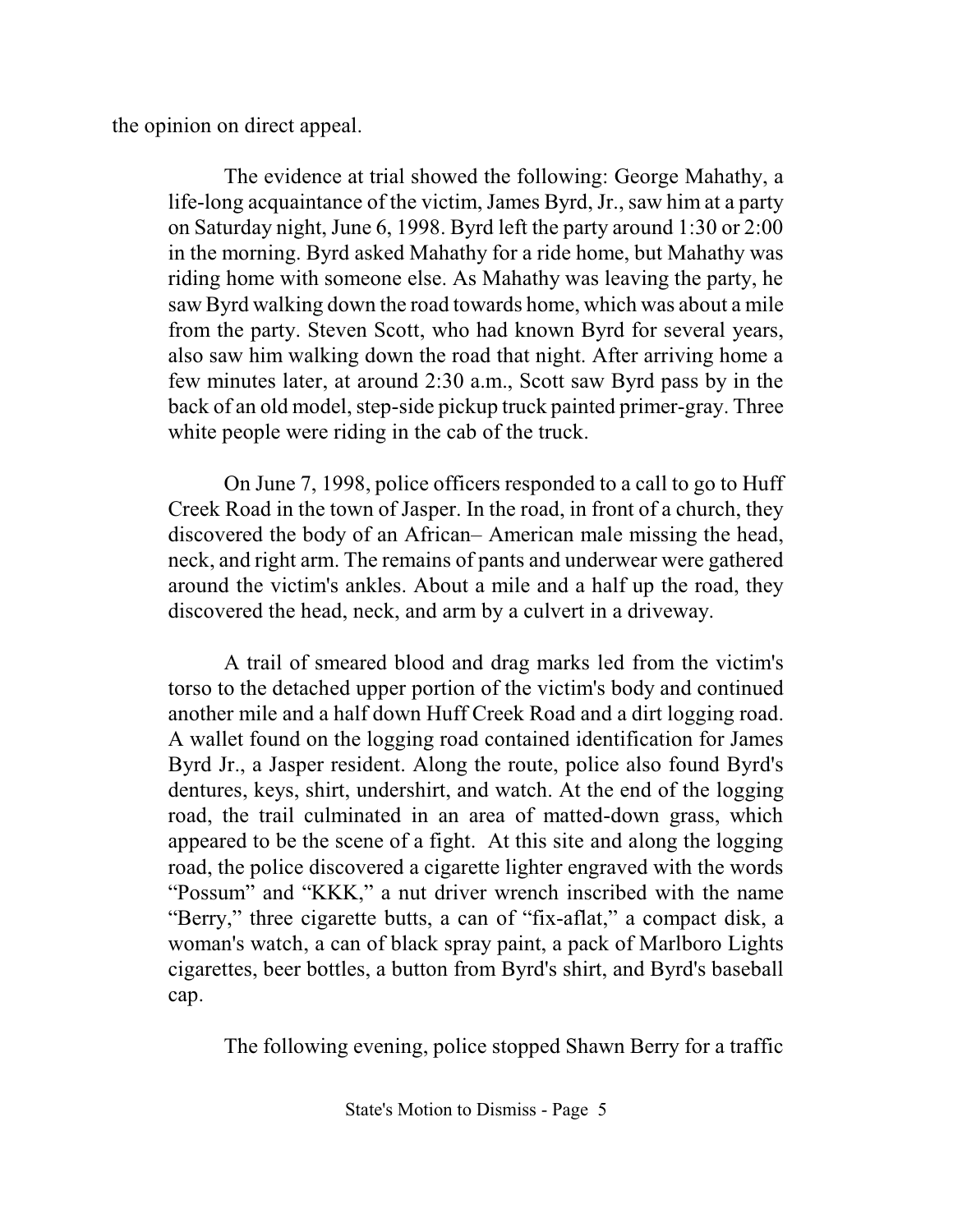the opinion on direct appeal.

> The evidence at trial showed the following: George Mahathy, a life-long acquaintance of the victim, James Byrd, Jr., saw him at a party on Saturday night, June 6, 1998. Byrd left the party around 1:30 or 2:00 in the morning. Byrd asked Mahathy for a ride home, but Mahathy was riding home with someone else. As Mahathy was leaving the party, he saw Byrd walking down the road towards home, which was about a mile from the party. Steven Scott, who had known Byrd for several years, also saw him walking down the road that night. After arriving home a few minutes later, at around 2:30 a.m., Scott saw Byrd pass by in the back of an old model, step-side pickup truck painted primer-gray. Three white people were riding in the cab of the truck.
>
> On June 7, 1998, police officers responded to a call to go to Huff Creek Road in the town of Jasper. In the road, in front of a church, they discovered the body of an African– American male missing the head, neck, and right arm. The remains of pants and underwear were gathered around the victim's ankles. About a mile and a half up the road, they discovered the head, neck, and arm by a culvert in a driveway.
>
> A trail of smeared blood and drag marks led from the victim's torso to the detached upper portion of the victim's body and continued another mile and a half down Huff Creek Road and a dirt logging road. A wallet found on the logging road contained identification for James Byrd Jr., a Jasper resident. Along the route, police also found Byrd's dentures, keys, shirt, undershirt, and watch. At the end of the logging road, the trail culminated in an area of matted-down grass, which appeared to be the scene of a fight. At this site and along the logging road, the police discovered a cigarette lighter engraved with the words "Possum" and "KKK," a nut driver wrench inscribed with the name "Berry," three cigarette butts, a can of "fix-aflat," a compact disk, a woman's watch, a can of black spray paint, a pack of Marlboro Lights cigarettes, beer bottles, a button from Byrd's shirt, and Byrd's baseball cap.
>
> The following evening, police stopped Shawn Berry for a traffic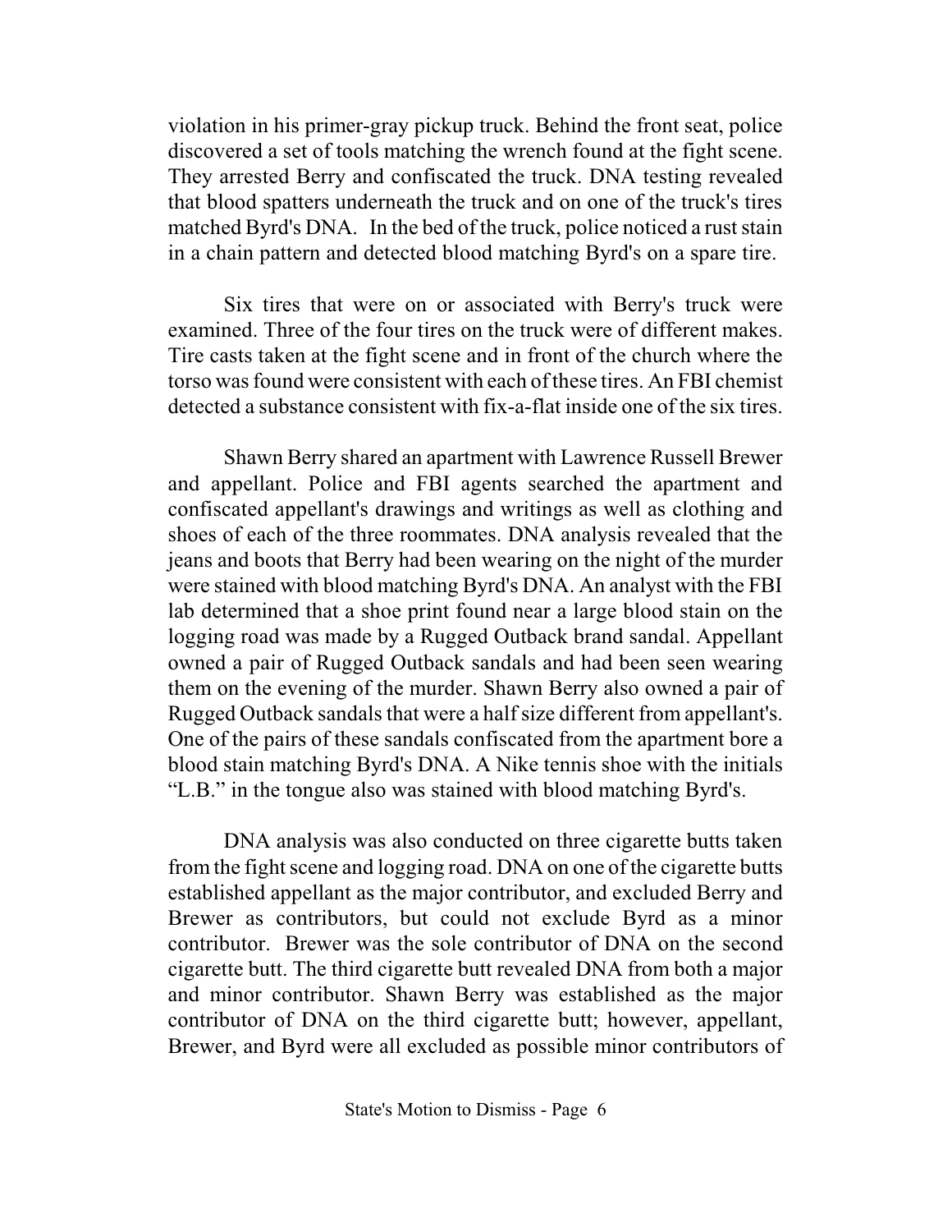violation in his primer-gray pickup truck. Behind the front seat, police discovered a set of tools matching the wrench found at the fight scene. They arrested Berry and confiscated the truck. DNA testing revealed that blood spatters underneath the truck and on one of the truck's tires matched Byrd's DNA. In the bed of the truck, police noticed a rust stain in a chain pattern and detected blood matching Byrd's on a spare tire.

Six tires that were on or associated with Berry's truck were examined. Three of the four tires on the truck were of different makes. Tire casts taken at the fight scene and in front of the church where the torso was found were consistent with each of these tires. An FBI chemist detected a substance consistent with fix-a-flat inside one of the six tires.

Shawn Berry shared an apartment with Lawrence Russell Brewer and appellant. Police and FBI agents searched the apartment and confiscated appellant's drawings and writings as well as clothing and shoes of each of the three roommates. DNA analysis revealed that the jeans and boots that Berry had been wearing on the night of the murder were stained with blood matching Byrd's DNA. An analyst with the FBI lab determined that a shoe print found near a large blood stain on the logging road was made by a Rugged Outback brand sandal. Appellant owned a pair of Rugged Outback sandals and had been seen wearing them on the evening of the murder. Shawn Berry also owned a pair of Rugged Outback sandals that were a half size different from appellant's. One of the pairs of these sandals confiscated from the apartment bore a blood stain matching Byrd's DNA. A Nike tennis shoe with the initials "L.B." in the tongue also was stained with blood matching Byrd's.

DNA analysis was also conducted on three cigarette butts taken from the fight scene and logging road. DNA on one of the cigarette butts established appellant as the major contributor, and excluded Berry and Brewer as contributors, but could not exclude Byrd as a minor contributor. Brewer was the sole contributor of DNA on the second cigarette butt. The third cigarette butt revealed DNA from both a major and minor contributor. Shawn Berry was established as the major contributor of DNA on the third cigarette butt; however, appellant, Brewer, and Byrd were all excluded as possible minor contributors of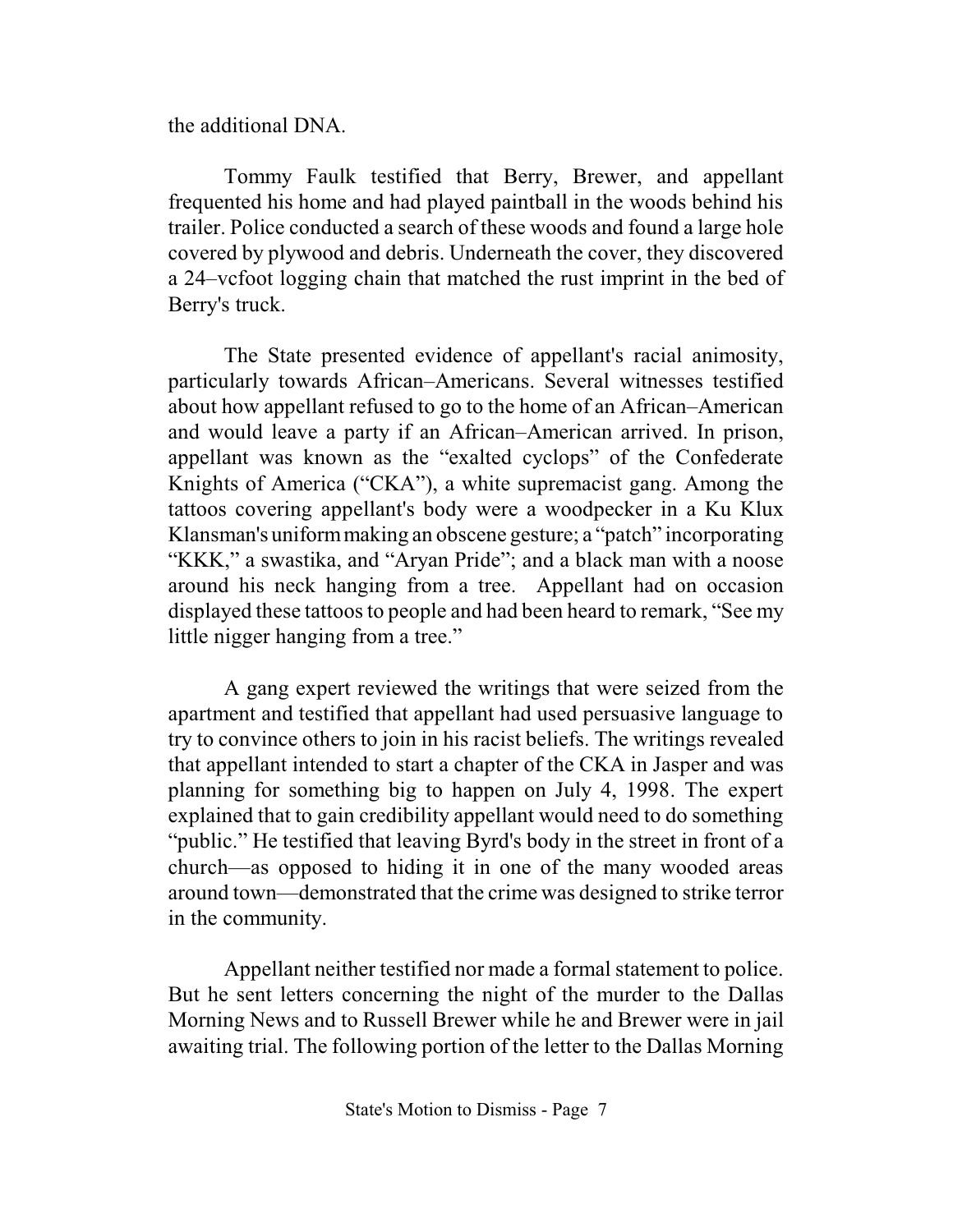the additional DNA.

Tommy Faulk testified that Berry, Brewer, and appellant frequented his home and had played paintball in the woods behind his trailer. Police conducted a search of these woods and found a large hole covered by plywood and debris. Underneath the cover, they discovered a 24–vcfoot logging chain that matched the rust imprint in the bed of Berry's truck.

The State presented evidence of appellant's racial animosity, particularly towards African–Americans. Several witnesses testified about how appellant refused to go to the home of an African–American and would leave a party if an African–American arrived. In prison, appellant was known as the "exalted cyclops" of the Confederate Knights of America ("CKA"), a white supremacist gang. Among the tattoos covering appellant's body were a woodpecker in a Ku Klux Klansman's uniform making an obscene gesture; a "patch" incorporating "KKK," a swastika, and "Aryan Pride"; and a black man with a noose around his neck hanging from a tree. Appellant had on occasion displayed these tattoos to people and had been heard to remark, "See my little nigger hanging from a tree."

A gang expert reviewed the writings that were seized from the apartment and testified that appellant had used persuasive language to try to convince others to join in his racist beliefs. The writings revealed that appellant intended to start a chapter of the CKA in Jasper and was planning for something big to happen on July 4, 1998. The expert explained that to gain credibility appellant would need to do something "public." He testified that leaving Byrd's body in the street in front of a church—as opposed to hiding it in one of the many wooded areas around town—demonstrated that the crime was designed to strike terror in the community.

Appellant neither testified nor made a formal statement to police. But he sent letters concerning the night of the murder to the Dallas Morning News and to Russell Brewer while he and Brewer were in jail awaiting trial. The following portion of the letter to the Dallas Morning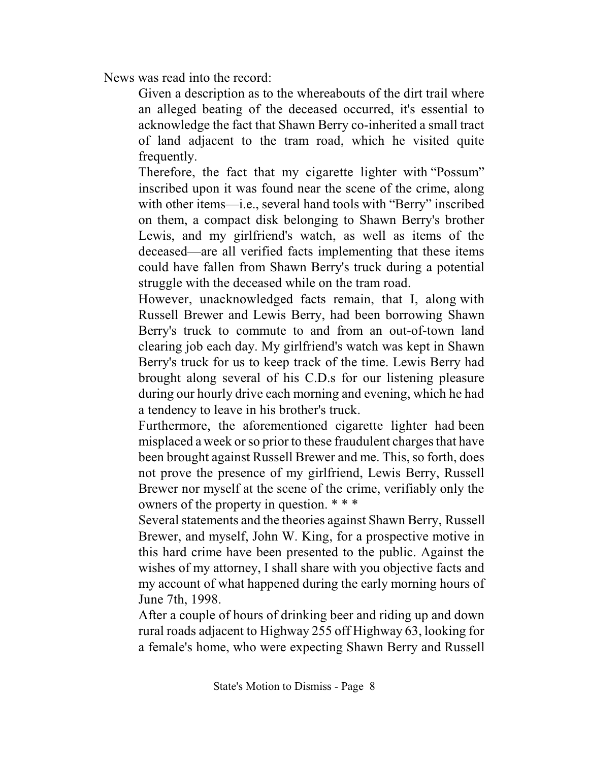News was read into the record:

> Given a description as to the whereabouts of the dirt trail where an alleged beating of the deceased occurred, it's essential to acknowledge the fact that Shawn Berry co-inherited a small tract of land adjacent to the tram road, which he visited quite frequently.
>
> Therefore, the fact that my cigarette lighter with "Possum" inscribed upon it was found near the scene of the crime, along with other items—i.e., several hand tools with "Berry" inscribed on them, a compact disk belonging to Shawn Berry's brother Lewis, and my girlfriend's watch, as well as items of the deceased—are all verified facts implementing that these items could have fallen from Shawn Berry's truck during a potential struggle with the deceased while on the tram road.
>
> However, unacknowledged facts remain, that I, along with Russell Brewer and Lewis Berry, had been borrowing Shawn Berry's truck to commute to and from an out-of-town land clearing job each day. My girlfriend's watch was kept in Shawn Berry's truck for us to keep track of the time. Lewis Berry had brought along several of his C.D.s for our listening pleasure during our hourly drive each morning and evening, which he had a tendency to leave in his brother's truck.
>
> Furthermore, the aforementioned cigarette lighter had been misplaced a week or so prior to these fraudulent charges that have been brought against Russell Brewer and me. This, so forth, does not prove the presence of my girlfriend, Lewis Berry, Russell Brewer nor myself at the scene of the crime, verifiably only the owners of the property in question. * * *
>
> Several statements and the theories against Shawn Berry, Russell Brewer, and myself, John W. King, for a prospective motive in this hard crime have been presented to the public. Against the wishes of my attorney, I shall share with you objective facts and my account of what happened during the early morning hours of June 7th, 1998.
>
> After a couple of hours of drinking beer and riding up and down rural roads adjacent to Highway 255 off Highway 63, looking for a female's home, who were expecting Shawn Berry and Russell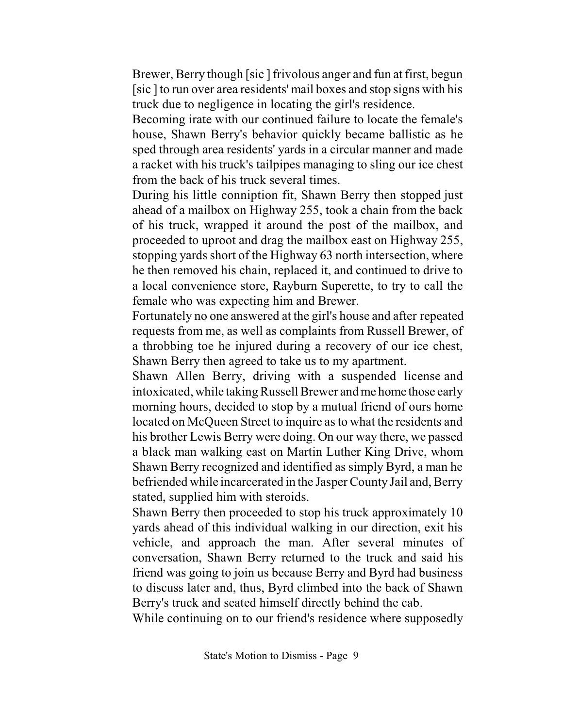Brewer, Berry though [sic ] frivolous anger and fun at first, begun [sic ] to run over area residents' mail boxes and stop signs with his truck due to negligence in locating the girl's residence.

Becoming irate with our continued failure to locate the female's house, Shawn Berry's behavior quickly became ballistic as he sped through area residents' yards in a circular manner and made a racket with his truck's tailpipes managing to sling our ice chest from the back of his truck several times.

During his little conniption fit, Shawn Berry then stopped just ahead of a mailbox on Highway 255, took a chain from the back of his truck, wrapped it around the post of the mailbox, and proceeded to uproot and drag the mailbox east on Highway 255, stopping yards short of the Highway 63 north intersection, where he then removed his chain, replaced it, and continued to drive to a local convenience store, Rayburn Superette, to try to call the female who was expecting him and Brewer.

Fortunately no one answered at the girl's house and after repeated requests from me, as well as complaints from Russell Brewer, of a throbbing toe he injured during a recovery of our ice chest, Shawn Berry then agreed to take us to my apartment.

Shawn Allen Berry, driving with a suspended license and intoxicated, while taking Russell Brewer and me home those early morning hours, decided to stop by a mutual friend of ours home located on McQueen Street to inquire as to what the residents and his brother Lewis Berry were doing. On our way there, we passed a black man walking east on Martin Luther King Drive, whom Shawn Berry recognized and identified as simply Byrd, a man he befriended while incarcerated in the Jasper County Jail and, Berry stated, supplied him with steroids.

Shawn Berry then proceeded to stop his truck approximately 10 yards ahead of this individual walking in our direction, exit his vehicle, and approach the man. After several minutes of conversation, Shawn Berry returned to the truck and said his friend was going to join us because Berry and Byrd had business to discuss later and, thus, Byrd climbed into the back of Shawn Berry's truck and seated himself directly behind the cab.

While continuing on to our friend's residence where supposedly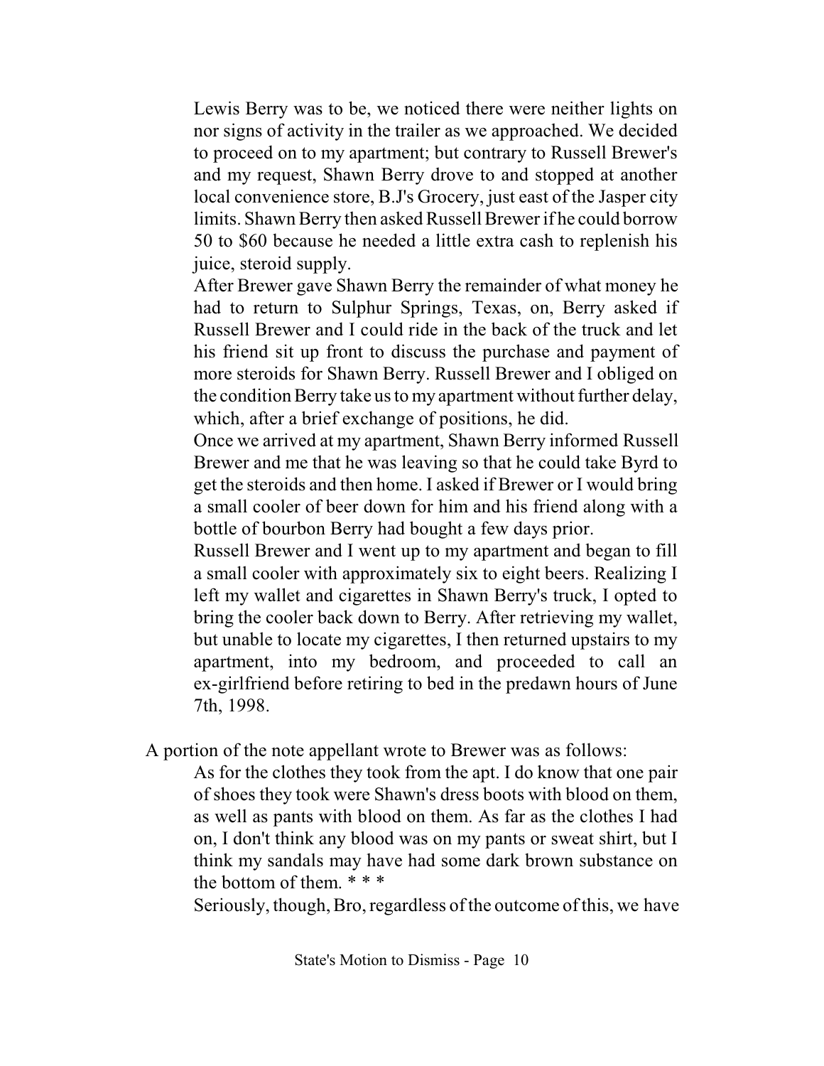> Lewis Berry was to be, we noticed there were neither lights on nor signs of activity in the trailer as we approached. We decided to proceed on to my apartment; but contrary to Russell Brewer's and my request, Shawn Berry drove to and stopped at another local convenience store, B.J's Grocery, just east of the Jasper city limits. Shawn Berry then asked Russell Brewer if he could borrow 50 to $60 because he needed a little extra cash to replenish his juice, steroid supply.
>
> After Brewer gave Shawn Berry the remainder of what money he had to return to Sulphur Springs, Texas, on, Berry asked if Russell Brewer and I could ride in the back of the truck and let his friend sit up front to discuss the purchase and payment of more steroids for Shawn Berry. Russell Brewer and I obliged on the condition Berry take us to my apartment without further delay, which, after a brief exchange of positions, he did.
>
> Once we arrived at my apartment, Shawn Berry informed Russell Brewer and me that he was leaving so that he could take Byrd to get the steroids and then home. I asked if Brewer or I would bring a small cooler of beer down for him and his friend along with a bottle of bourbon Berry had bought a few days prior.
>
> Russell Brewer and I went up to my apartment and began to fill a small cooler with approximately six to eight beers. Realizing I left my wallet and cigarettes in Shawn Berry's truck, I opted to bring the cooler back down to Berry. After retrieving my wallet, but unable to locate my cigarettes, I then returned upstairs to my apartment, into my bedroom, and proceeded to call an ex-girlfriend before retiring to bed in the predawn hours of June 7th, 1998.

A portion of the note appellant wrote to Brewer was as follows:

> As for the clothes they took from the apt. I do know that one pair of shoes they took were Shawn's dress boots with blood on them, as well as pants with blood on them. As far as the clothes I had on, I don't think any blood was on my pants or sweat shirt, but I think my sandals may have had some dark brown substance on the bottom of them. * * *
>
> Seriously, though, Bro, regardless of the outcome of this, we have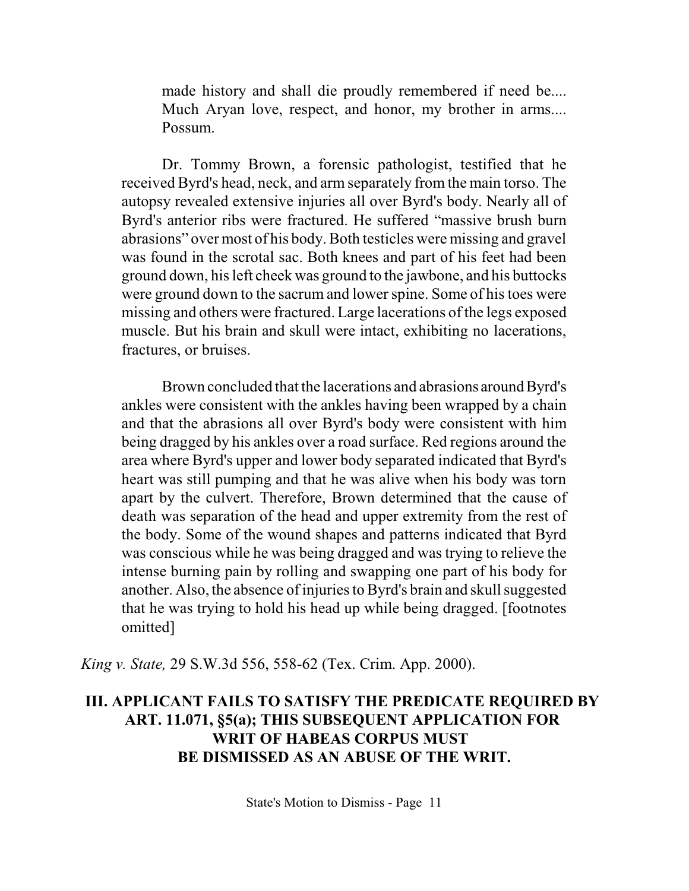> made history and shall die proudly remembered if need be.... Much Aryan love, respect, and honor, my brother in arms.... Possum.
>
> Dr. Tommy Brown, a forensic pathologist, testified that he received Byrd's head, neck, and arm separately from the main torso. The autopsy revealed extensive injuries all over Byrd's body. Nearly all of Byrd's anterior ribs were fractured. He suffered "massive brush burn abrasions" over most of his body. Both testicles were missing and gravel was found in the scrotal sac. Both knees and part of his feet had been ground down, his left cheek was ground to the jawbone, and his buttocks were ground down to the sacrum and lower spine. Some of his toes were missing and others were fractured. Large lacerations of the legs exposed muscle. But his brain and skull were intact, exhibiting no lacerations, fractures, or bruises.
>
> Brown concluded that the lacerations and abrasions around Byrd's ankles were consistent with the ankles having been wrapped by a chain and that the abrasions all over Byrd's body were consistent with him being dragged by his ankles over a road surface. Red regions around the area where Byrd's upper and lower body separated indicated that Byrd's heart was still pumping and that he was alive when his body was torn apart by the culvert. Therefore, Brown determined that the cause of death was separation of the head and upper extremity from the rest of the body. Some of the wound shapes and patterns indicated that Byrd was conscious while he was being dragged and was trying to relieve the intense burning pain by rolling and swapping one part of his body for another. Also, the absence of injuries to Byrd's brain and skull suggested that he was trying to hold his head up while being dragged. [footnotes omitted]

*King v. State,* 29 S.W.3d 556, 558-62 (Tex. Crim. App. 2000).

## III. APPLICANT FAILS TO SATISFY THE PREDICATE REQUIRED BY ART. 11.071, §5(a); THIS SUBSEQUENT APPLICATION FOR WRIT OF HABEAS CORPUS MUST BE DISMISSED AS AN ABUSE OF THE WRIT.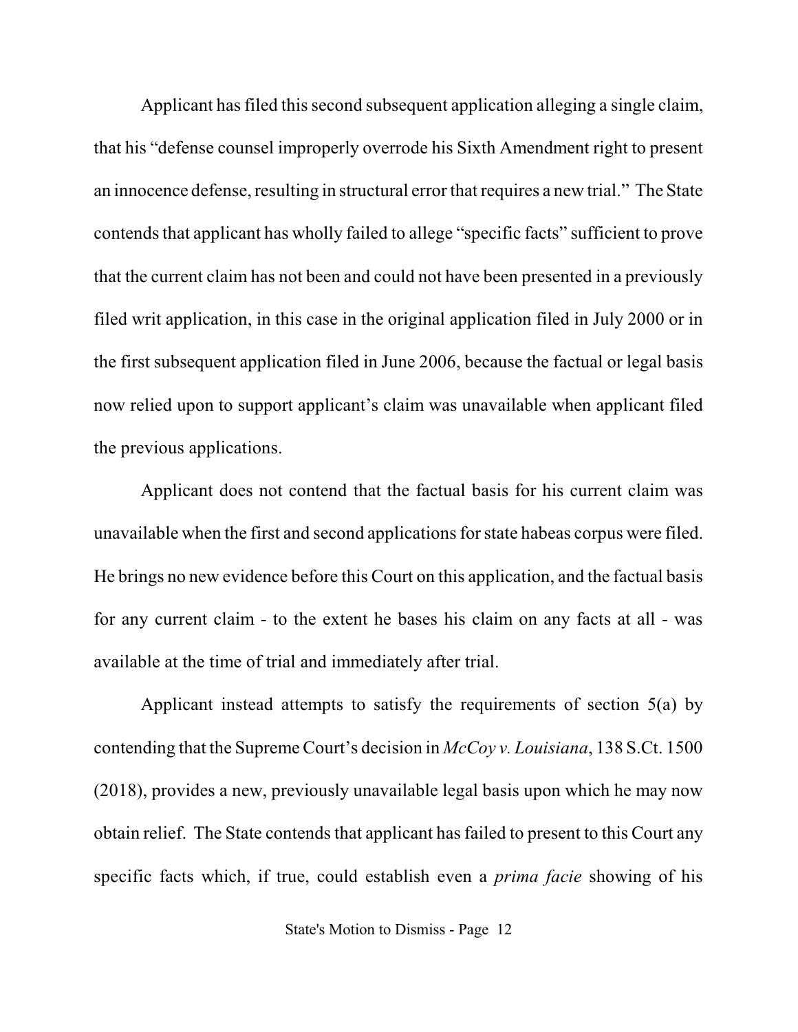Applicant has filed this second subsequent application alleging a single claim, that his "defense counsel improperly overrode his Sixth Amendment right to present an innocence defense, resulting in structural error that requires a new trial." The State contends that applicant has wholly failed to allege "specific facts" sufficient to prove that the current claim has not been and could not have been presented in a previously filed writ application, in this case in the original application filed in July 2000 or in the first subsequent application filed in June 2006, because the factual or legal basis now relied upon to support applicant's claim was unavailable when applicant filed the previous applications.

Applicant does not contend that the factual basis for his current claim was unavailable when the first and second applications for state habeas corpus were filed. He brings no new evidence before this Court on this application, and the factual basis for any current claim - to the extent he bases his claim on any facts at all - was available at the time of trial and immediately after trial.

Applicant instead attempts to satisfy the requirements of section 5(a) by contending that the Supreme Court's decision in *McCoy v. Louisiana*, 138 S.Ct. 1500 (2018), provides a new, previously unavailable legal basis upon which he may now obtain relief. The State contends that applicant has failed to present to this Court any specific facts which, if true, could establish even a *prima facie* showing of his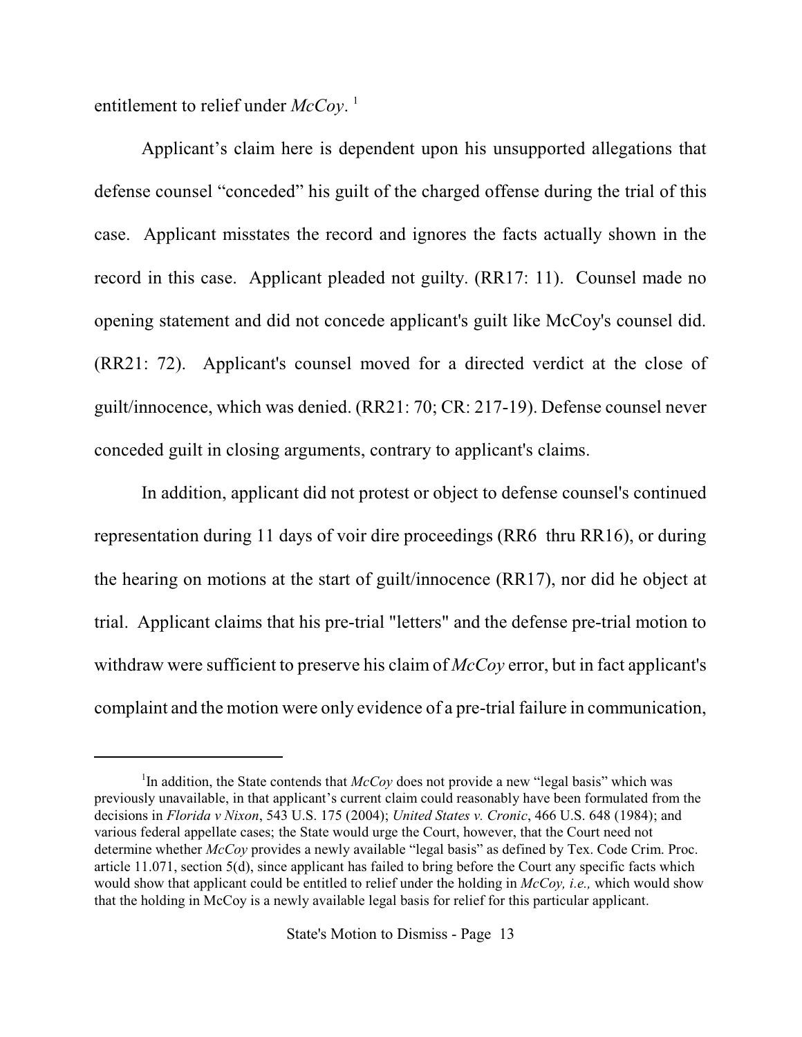entitlement to relief under *McCoy*.[1]

Applicant's claim here is dependent upon his unsupported allegations that defense counsel "conceded" his guilt of the charged offense during the trial of this case. Applicant misstates the record and ignores the facts actually shown in the record in this case. Applicant pleaded not guilty. (RR17: 11). Counsel made no opening statement and did not concede applicant's guilt like McCoy's counsel did. (RR21: 72). Applicant's counsel moved for a directed verdict at the close of guilt/innocence, which was denied. (RR21: 70; CR: 217-19). Defense counsel never conceded guilt in closing arguments, contrary to applicant's claims.

In addition, applicant did not protest or object to defense counsel's continued representation during 11 days of voir dire proceedings (RR6 thru RR16), or during the hearing on motions at the start of guilt/innocence (RR17), nor did he object at trial. Applicant claims that his pre-trial "letters" and the defense pre-trial motion to withdraw were sufficient to preserve his claim of *McCoy* error, but in fact applicant's complaint and the motion were only evidence of a pre-trial failure in communication,

---

[1] In addition, the State contends that *McCoy* does not provide a new "legal basis" which was previously unavailable, in that applicant's current claim could reasonably have been formulated from the decisions in *Florida v Nixon*, 543 U.S. 175 (2004); *United States v. Cronic*, 466 U.S. 648 (1984); and various federal appellate cases; the State would urge the Court, however, that the Court need not determine whether *McCoy* provides a newly available "legal basis" as defined by Tex. Code Crim. Proc. article 11.071, section 5(d), since applicant has failed to bring before the Court any specific facts which would show that applicant could be entitled to relief under the holding in *McCoy, i.e.,* which would show that the holding in McCoy is a newly available legal basis for relief for this particular applicant.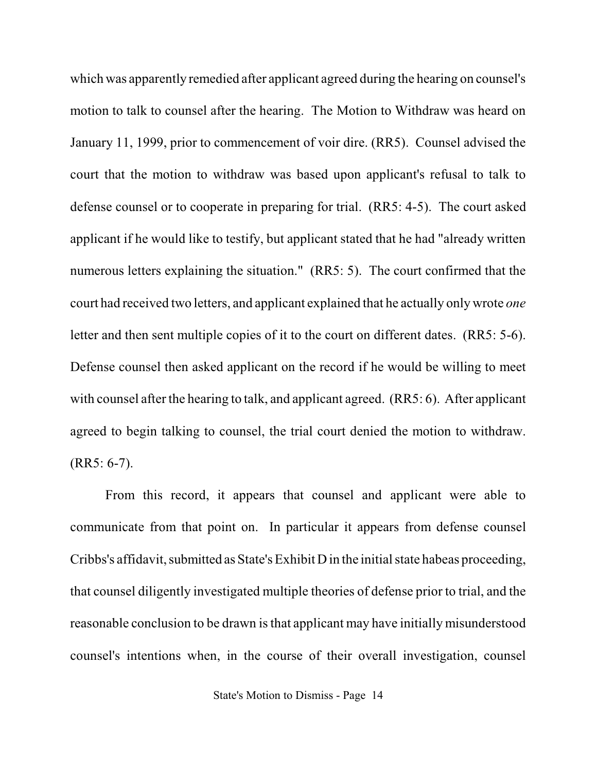which was apparently remedied after applicant agreed during the hearing on counsel's motion to talk to counsel after the hearing. The Motion to Withdraw was heard on January 11, 1999, prior to commencement of voir dire. (RR5). Counsel advised the court that the motion to withdraw was based upon applicant's refusal to talk to defense counsel or to cooperate in preparing for trial. (RR5: 4-5). The court asked applicant if he would like to testify, but applicant stated that he had "already written numerous letters explaining the situation." (RR5: 5). The court confirmed that the court had received two letters, and applicant explained that he actually only wrote *one* letter and then sent multiple copies of it to the court on different dates. (RR5: 5-6). Defense counsel then asked applicant on the record if he would be willing to meet with counsel after the hearing to talk, and applicant agreed. (RR5: 6). After applicant agreed to begin talking to counsel, the trial court denied the motion to withdraw. (RR5: 6-7).

From this record, it appears that counsel and applicant were able to communicate from that point on. In particular it appears from defense counsel Cribbs's affidavit, submitted as State's Exhibit D in the initial state habeas proceeding, that counsel diligently investigated multiple theories of defense prior to trial, and the reasonable conclusion to be drawn is that applicant may have initially misunderstood counsel's intentions when, in the course of their overall investigation, counsel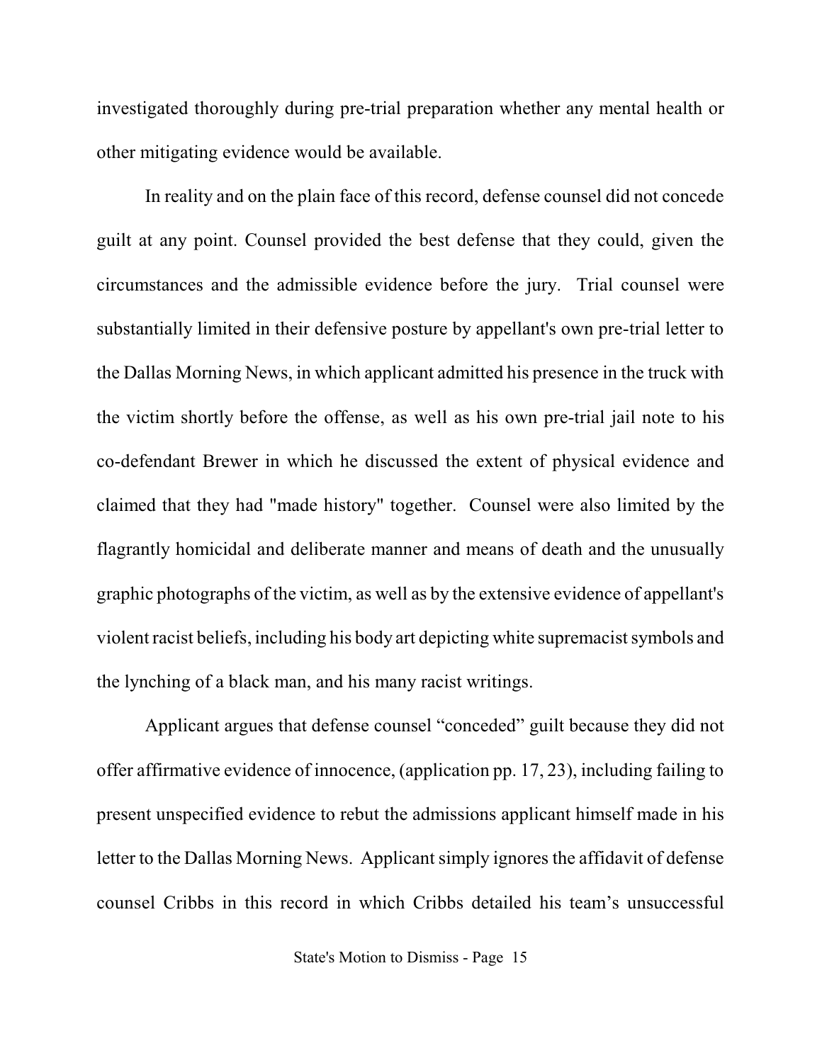investigated thoroughly during pre-trial preparation whether any mental health or other mitigating evidence would be available.

In reality and on the plain face of this record, defense counsel did not concede guilt at any point. Counsel provided the best defense that they could, given the circumstances and the admissible evidence before the jury. Trial counsel were substantially limited in their defensive posture by appellant's own pre-trial letter to the Dallas Morning News, in which applicant admitted his presence in the truck with the victim shortly before the offense, as well as his own pre-trial jail note to his co-defendant Brewer in which he discussed the extent of physical evidence and claimed that they had "made history" together. Counsel were also limited by the flagrantly homicidal and deliberate manner and means of death and the unusually graphic photographs of the victim, as well as by the extensive evidence of appellant's violent racist beliefs, including his body art depicting white supremacist symbols and the lynching of a black man, and his many racist writings.

Applicant argues that defense counsel "conceded" guilt because they did not offer affirmative evidence of innocence, (application pp. 17, 23), including failing to present unspecified evidence to rebut the admissions applicant himself made in his letter to the Dallas Morning News. Applicant simply ignores the affidavit of defense counsel Cribbs in this record in which Cribbs detailed his team's unsuccessful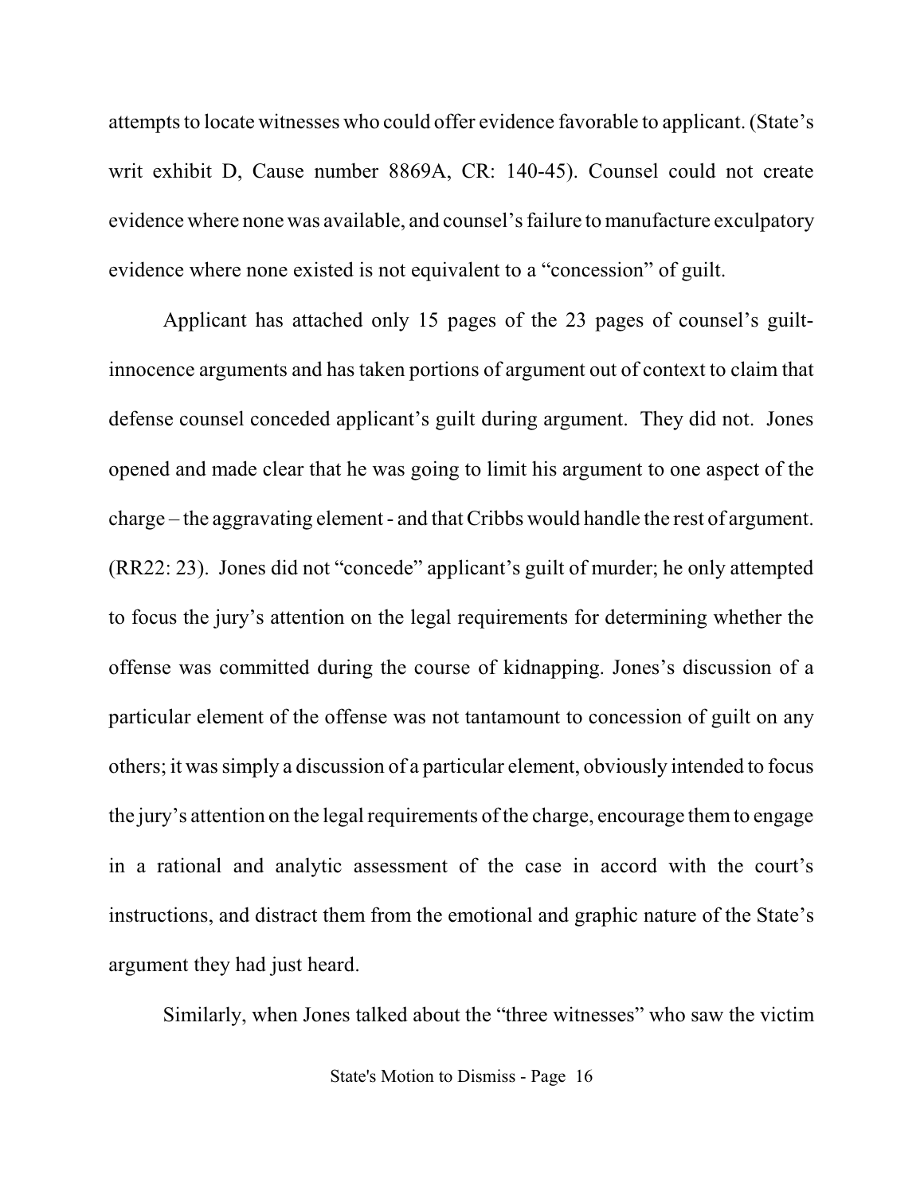attempts to locate witnesses who could offer evidence favorable to applicant. (State's writ exhibit D, Cause number 8869A, CR: 140-45). Counsel could not create evidence where none was available, and counsel's failure to manufacture exculpatory evidence where none existed is not equivalent to a "concession" of guilt.

Applicant has attached only 15 pages of the 23 pages of counsel's guilt-innocence arguments and has taken portions of argument out of context to claim that defense counsel conceded applicant's guilt during argument. They did not. Jones opened and made clear that he was going to limit his argument to one aspect of the charge – the aggravating element - and that Cribbs would handle the rest of argument. (RR22: 23). Jones did not "concede" applicant's guilt of murder; he only attempted to focus the jury's attention on the legal requirements for determining whether the offense was committed during the course of kidnapping. Jones's discussion of a particular element of the offense was not tantamount to concession of guilt on any others; it was simply a discussion of a particular element, obviously intended to focus the jury's attention on the legal requirements of the charge, encourage them to engage in a rational and analytic assessment of the case in accord with the court's instructions, and distract them from the emotional and graphic nature of the State's argument they had just heard.

Similarly, when Jones talked about the "three witnesses" who saw the victim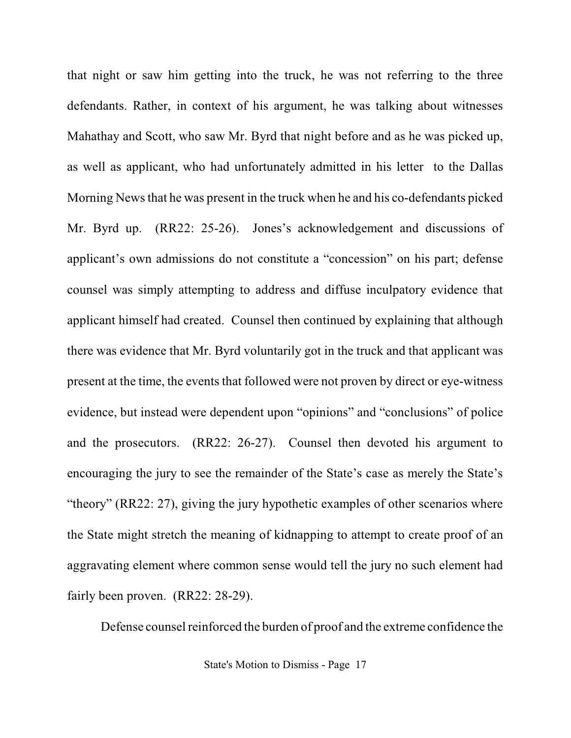that night or saw him getting into the truck, he was not referring to the three defendants. Rather, in context of his argument, he was talking about witnesses Mahathay and Scott, who saw Mr. Byrd that night before and as he was picked up, as well as applicant, who had unfortunately admitted in his letter to the Dallas Morning News that he was present in the truck when he and his co-defendants picked Mr. Byrd up. (RR22: 25-26). Jones's acknowledgement and discussions of applicant's own admissions do not constitute a "concession" on his part; defense counsel was simply attempting to address and diffuse inculpatory evidence that applicant himself had created. Counsel then continued by explaining that although there was evidence that Mr. Byrd voluntarily got in the truck and that applicant was present at the time, the events that followed were not proven by direct or eye-witness evidence, but instead were dependent upon "opinions" and "conclusions" of police and the prosecutors. (RR22: 26-27). Counsel then devoted his argument to encouraging the jury to see the remainder of the State's case as merely the State's "theory" (RR22: 27), giving the jury hypothetic examples of other scenarios where the State might stretch the meaning of kidnapping to attempt to create proof of an aggravating element where common sense would tell the jury no such element had fairly been proven. (RR22: 28-29).

Defense counsel reinforced the burden of proof and the extreme confidence the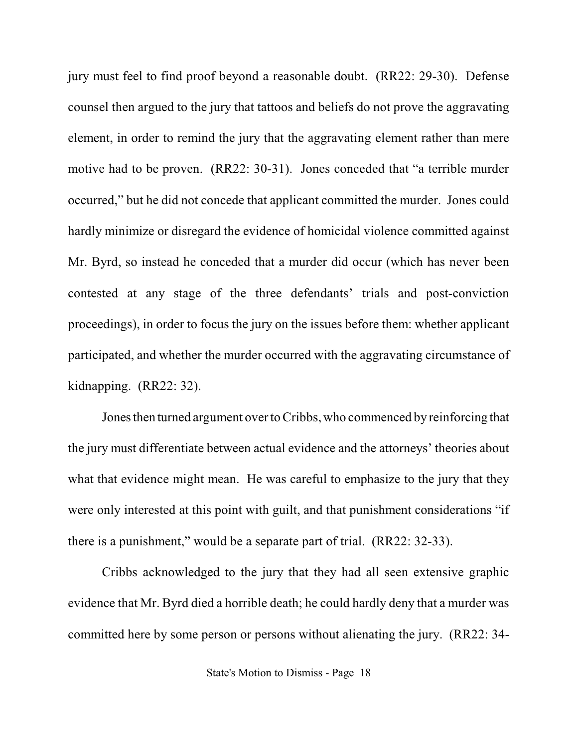jury must feel to find proof beyond a reasonable doubt. (RR22: 29-30). Defense counsel then argued to the jury that tattoos and beliefs do not prove the aggravating element, in order to remind the jury that the aggravating element rather than mere motive had to be proven. (RR22: 30-31). Jones conceded that "a terrible murder occurred," but he did not concede that applicant committed the murder. Jones could hardly minimize or disregard the evidence of homicidal violence committed against Mr. Byrd, so instead he conceded that a murder did occur (which has never been contested at any stage of the three defendants' trials and post-conviction proceedings), in order to focus the jury on the issues before them: whether applicant participated, and whether the murder occurred with the aggravating circumstance of kidnapping. (RR22: 32).

Jones then turned argument over to Cribbs, who commenced by reinforcing that the jury must differentiate between actual evidence and the attorneys' theories about what that evidence might mean. He was careful to emphasize to the jury that they were only interested at this point with guilt, and that punishment considerations "if there is a punishment," would be a separate part of trial. (RR22: 32-33).

Cribbs acknowledged to the jury that they had all seen extensive graphic evidence that Mr. Byrd died a horrible death; he could hardly deny that a murder was committed here by some person or persons without alienating the jury. (RR22: 34-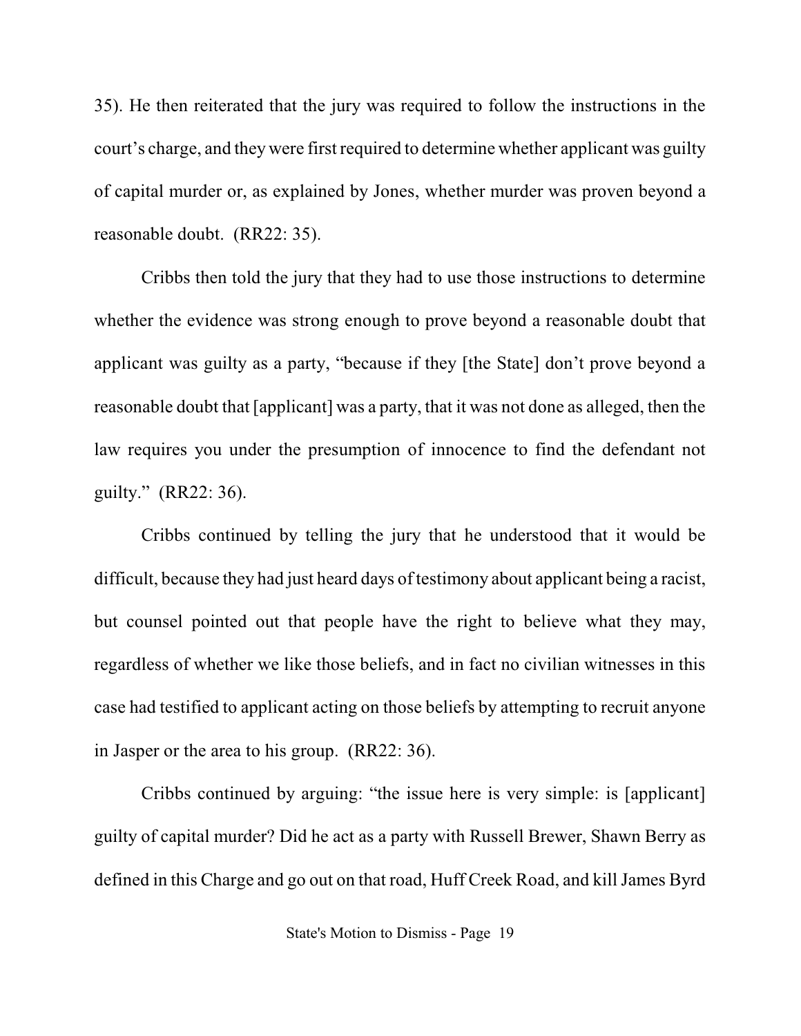35). He then reiterated that the jury was required to follow the instructions in the court's charge, and they were first required to determine whether applicant was guilty of capital murder or, as explained by Jones, whether murder was proven beyond a reasonable doubt. (RR22: 35).

Cribbs then told the jury that they had to use those instructions to determine whether the evidence was strong enough to prove beyond a reasonable doubt that applicant was guilty as a party, "because if they [the State] don't prove beyond a reasonable doubt that [applicant] was a party, that it was not done as alleged, then the law requires you under the presumption of innocence to find the defendant not guilty." (RR22: 36).

Cribbs continued by telling the jury that he understood that it would be difficult, because they had just heard days of testimony about applicant being a racist, but counsel pointed out that people have the right to believe what they may, regardless of whether we like those beliefs, and in fact no civilian witnesses in this case had testified to applicant acting on those beliefs by attempting to recruit anyone in Jasper or the area to his group. (RR22: 36).

Cribbs continued by arguing: "the issue here is very simple: is [applicant] guilty of capital murder? Did he act as a party with Russell Brewer, Shawn Berry as defined in this Charge and go out on that road, Huff Creek Road, and kill James Byrd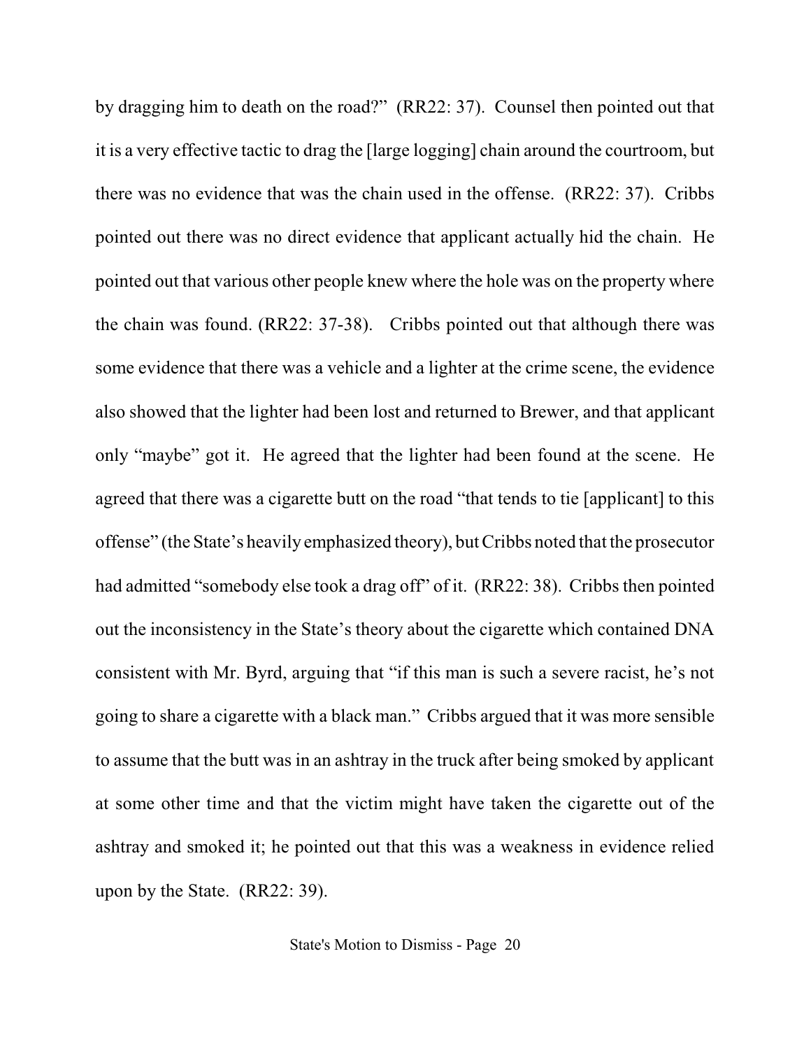by dragging him to death on the road?" (RR22: 37). Counsel then pointed out that it is a very effective tactic to drag the [large logging] chain around the courtroom, but there was no evidence that was the chain used in the offense. (RR22: 37). Cribbs pointed out there was no direct evidence that applicant actually hid the chain. He pointed out that various other people knew where the hole was on the property where the chain was found. (RR22: 37-38). Cribbs pointed out that although there was some evidence that there was a vehicle and a lighter at the crime scene, the evidence also showed that the lighter had been lost and returned to Brewer, and that applicant only "maybe" got it. He agreed that the lighter had been found at the scene. He agreed that there was a cigarette butt on the road "that tends to tie [applicant] to this offense" (the State's heavily emphasized theory), but Cribbs noted that the prosecutor had admitted "somebody else took a drag off" of it. (RR22: 38). Cribbs then pointed out the inconsistency in the State's theory about the cigarette which contained DNA consistent with Mr. Byrd, arguing that "if this man is such a severe racist, he's not going to share a cigarette with a black man." Cribbs argued that it was more sensible to assume that the butt was in an ashtray in the truck after being smoked by applicant at some other time and that the victim might have taken the cigarette out of the ashtray and smoked it; he pointed out that this was a weakness in evidence relied upon by the State. (RR22: 39).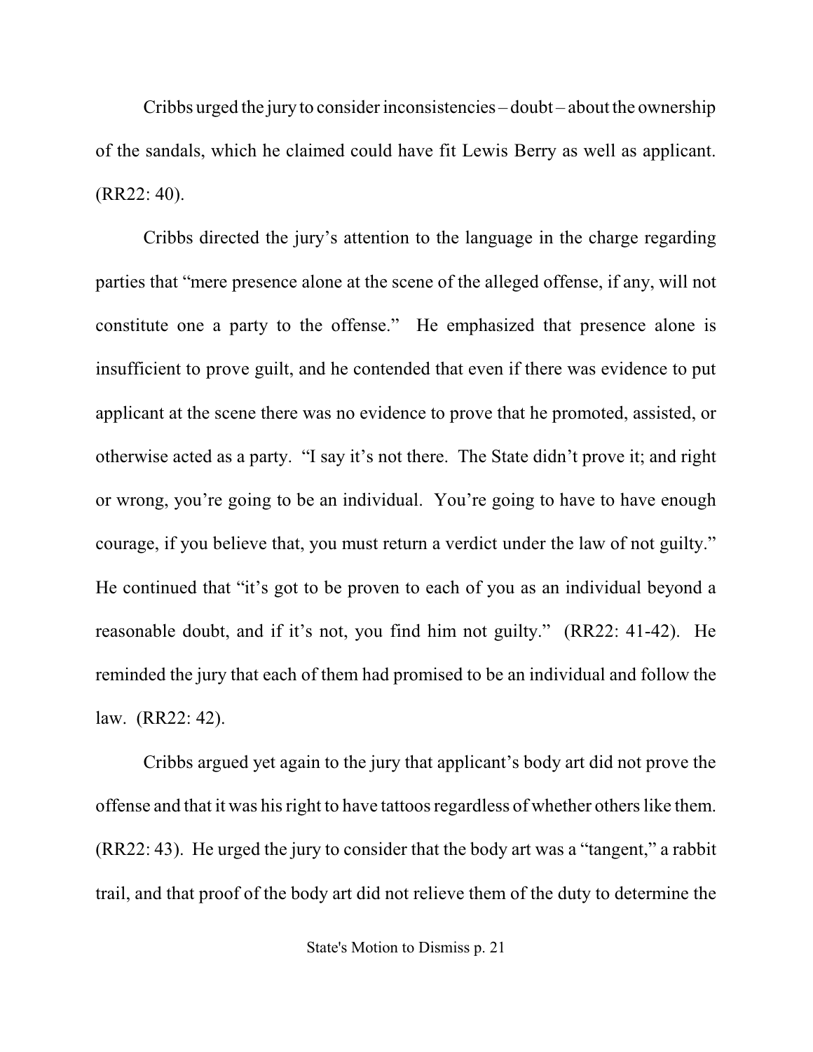Cribbs urged the jury to consider inconsistencies – doubt – about the ownership of the sandals, which he claimed could have fit Lewis Berry as well as applicant. (RR22: 40).

Cribbs directed the jury's attention to the language in the charge regarding parties that "mere presence alone at the scene of the alleged offense, if any, will not constitute one a party to the offense." He emphasized that presence alone is insufficient to prove guilt, and he contended that even if there was evidence to put applicant at the scene there was no evidence to prove that he promoted, assisted, or otherwise acted as a party. "I say it's not there. The State didn't prove it; and right or wrong, you're going to be an individual. You're going to have to have enough courage, if you believe that, you must return a verdict under the law of not guilty." He continued that "it's got to be proven to each of you as an individual beyond a reasonable doubt, and if it's not, you find him not guilty." (RR22: 41-42). He reminded the jury that each of them had promised to be an individual and follow the law. (RR22: 42).

Cribbs argued yet again to the jury that applicant's body art did not prove the offense and that it was his right to have tattoos regardless of whether others like them. (RR22: 43). He urged the jury to consider that the body art was a "tangent," a rabbit trail, and that proof of the body art did not relieve them of the duty to determine the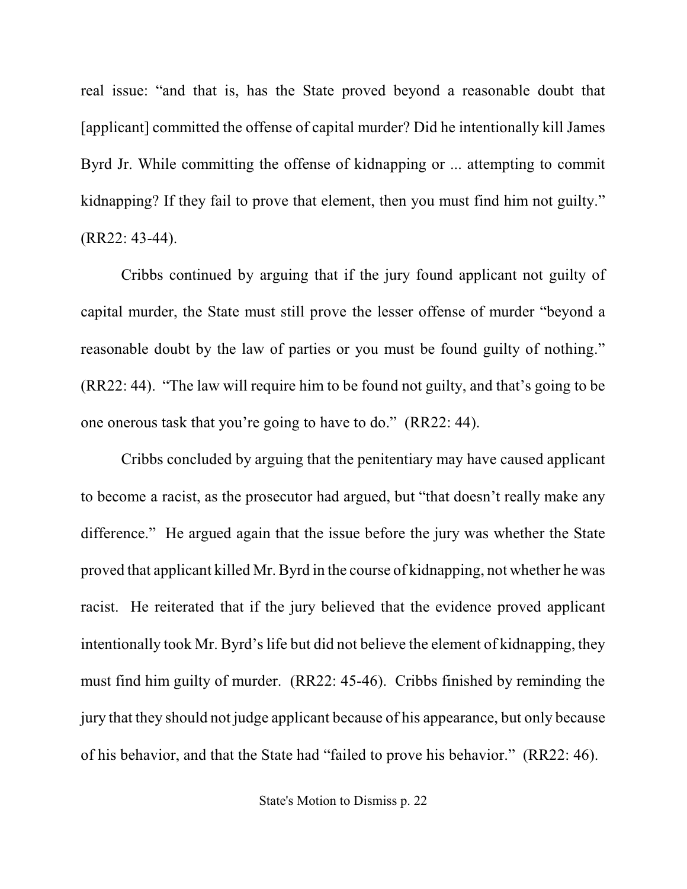real issue: "and that is, has the State proved beyond a reasonable doubt that [applicant] committed the offense of capital murder? Did he intentionally kill James Byrd Jr. While committing the offense of kidnapping or ... attempting to commit kidnapping? If they fail to prove that element, then you must find him not guilty." (RR22: 43-44).

Cribbs continued by arguing that if the jury found applicant not guilty of capital murder, the State must still prove the lesser offense of murder "beyond a reasonable doubt by the law of parties or you must be found guilty of nothing." (RR22: 44). "The law will require him to be found not guilty, and that's going to be one onerous task that you're going to have to do." (RR22: 44).

Cribbs concluded by arguing that the penitentiary may have caused applicant to become a racist, as the prosecutor had argued, but "that doesn't really make any difference." He argued again that the issue before the jury was whether the State proved that applicant killed Mr. Byrd in the course of kidnapping, not whether he was racist. He reiterated that if the jury believed that the evidence proved applicant intentionally took Mr. Byrd's life but did not believe the element of kidnapping, they must find him guilty of murder. (RR22: 45-46). Cribbs finished by reminding the jury that they should not judge applicant because of his appearance, but only because of his behavior, and that the State had "failed to prove his behavior." (RR22: 46).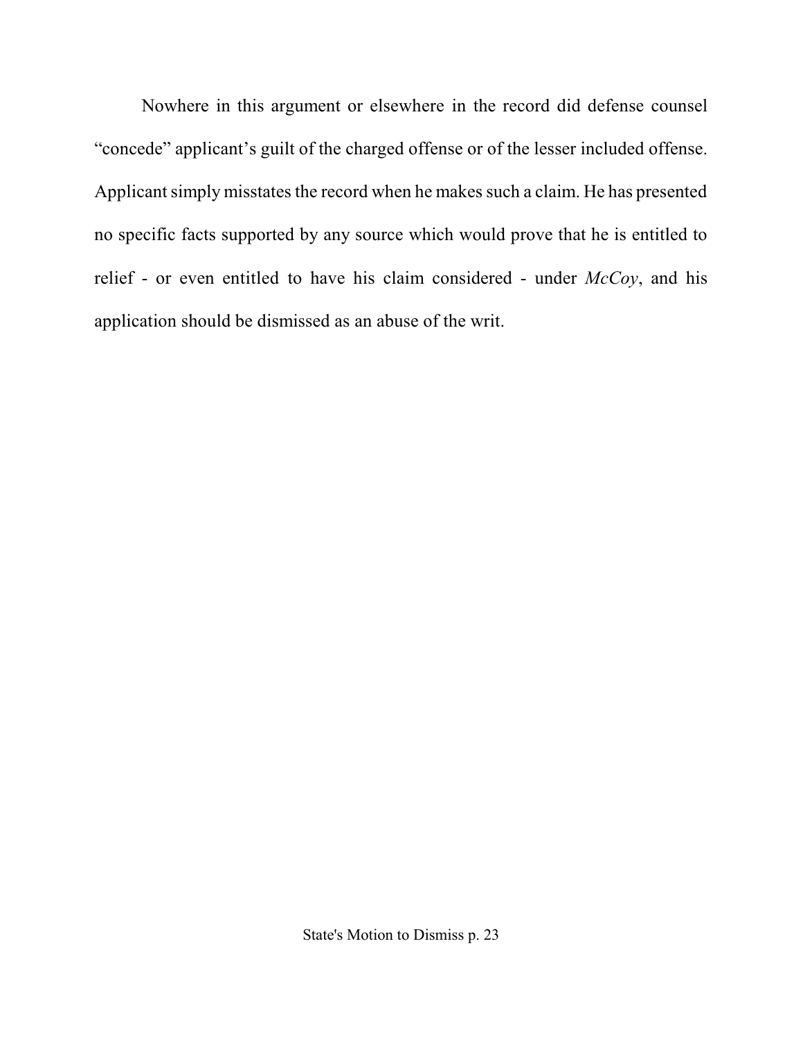Nowhere in this argument or elsewhere in the record did defense counsel "concede" applicant's guilt of the charged offense or of the lesser included offense. Applicant simply misstates the record when he makes such a claim. He has presented no specific facts supported by any source which would prove that he is entitled to relief - or even entitled to have his claim considered - under *McCoy*, and his application should be dismissed as an abuse of the writ.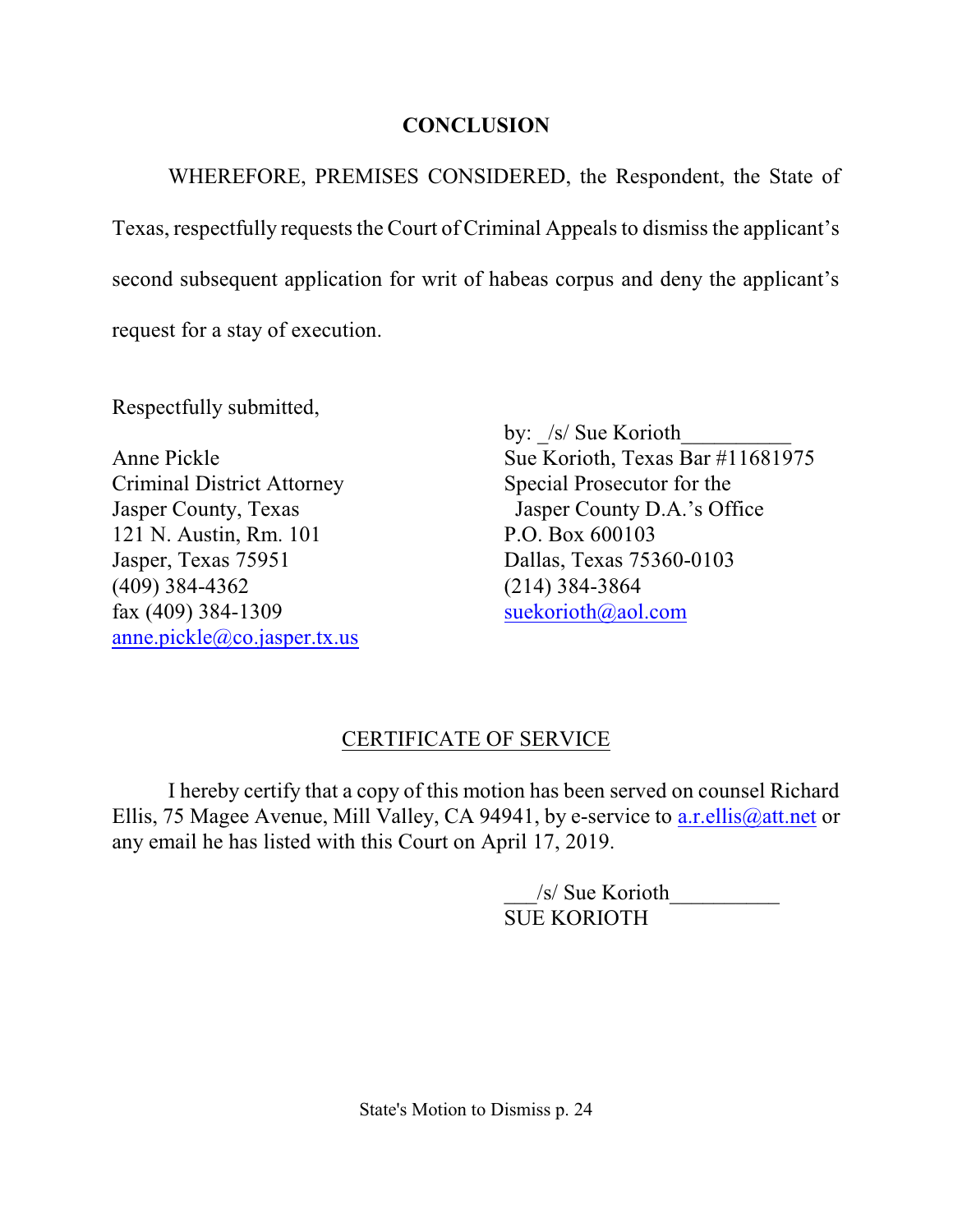## CONCLUSION

WHEREFORE, PREMISES CONSIDERED, the Respondent, the State of Texas, respectfully requests the Court of Criminal Appeals to dismiss the applicant's second subsequent application for writ of habeas corpus and deny the applicant's request for a stay of execution.

Respectfully submitted,

Anne Pickle
Criminal District Attorney
Jasper County, Texas
121 N. Austin, Rm. 101
Jasper, Texas 75951
(409) 384-4362
fax (409) 384-1309
anne.pickle@co.jasper.tx.us

by: _/s/ Sue Korioth__________
Sue Korioth, Texas Bar #11681975
Special Prosecutor for the
Jasper County D.A.'s Office
P.O. Box 600103
Dallas, Texas 75360-0103
(214) 384-3864
suekorioth@aol.com

CERTIFICATE OF SERVICE

I hereby certify that a copy of this motion has been served on counsel Richard Ellis, 75 Magee Avenue, Mill Valley, CA 94941, by e-service to a.r.ellis@att.net or any email he has listed with this Court on April 17, 2019.

___/s/ Sue Korioth__________
SUE KORIOTH